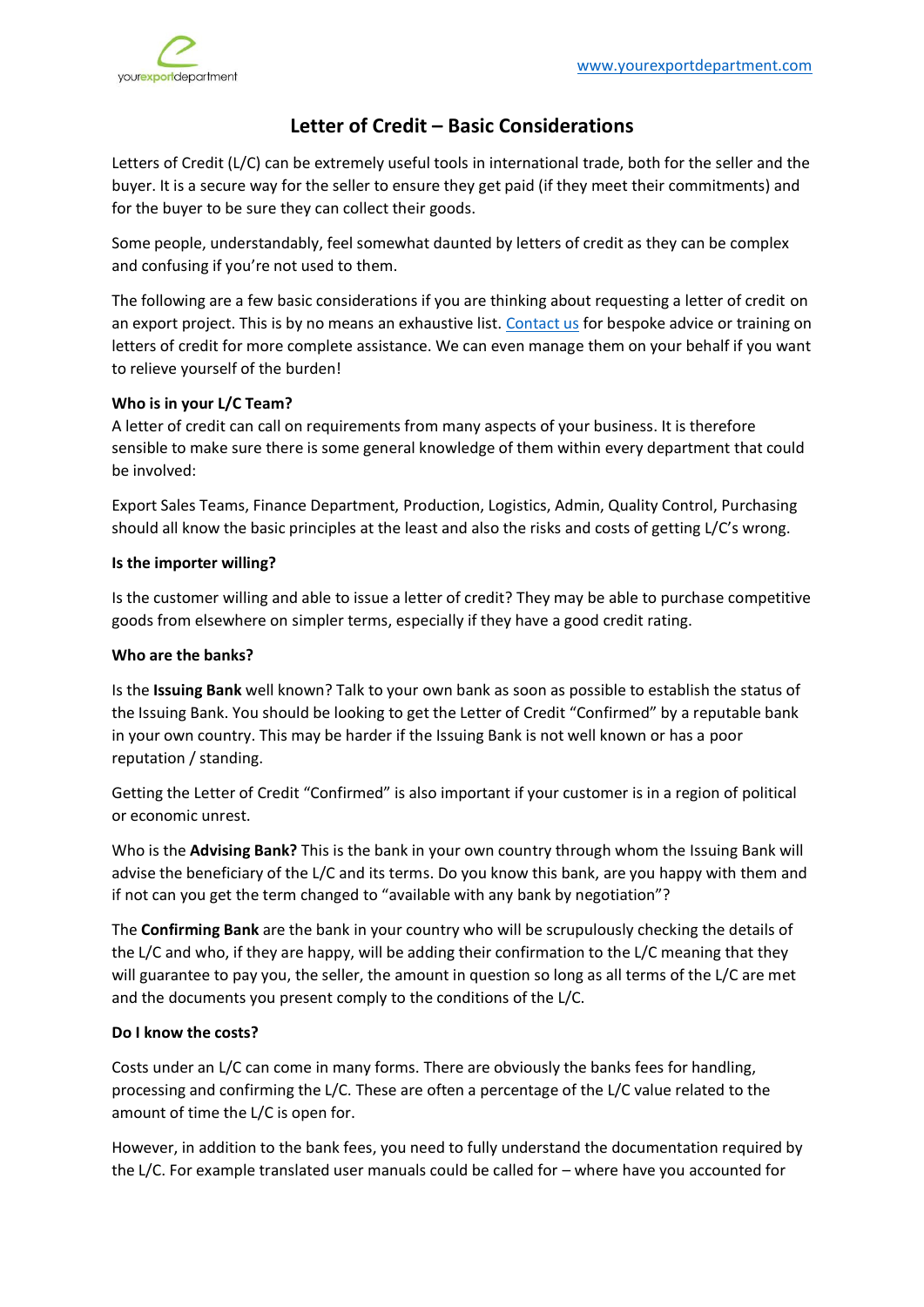# Letter of Credit – Basic Considerations

Letters of Credit (L/C) can be extremely useful tools in international trade, both for the seller and the buyer. It is a secure way for the seller to ensure they get paid (if they meet their commitments) and for the buyer to be sure they can collect their goods.

Some people, understandably, feel somewhat daunted by letters of credit as they can be complex and confusing if you're not used to them.

The following are a few basic considerations if you are thinking about requesting a letter of credit on an export project. This is by no means an exhaustive list. Contact us for bespoke advice or training on letters of credit for more complete assistance. We can even manage them on your behalf if you want to relieve yourself of the burden!

**Who is in your L/C Team?**

A letter of credit can call on requirements from many aspects of your business. It is therefore sensible to make sure there is some general knowledge of them within every department that could be involved:

Export Sales Teams, Finance Department, Production, Logistics, Admin, Quality Control, Purchasing should all know the basic principles at the least and also the risks and costs of getting L/C's wrong.

**Is the importer willing?**

Is the customer willing and able to issue a letter of credit? They may be able to purchase competitive goods from elsewhere on simpler terms, especially if they have a good credit rating.

**Who are the banks?**

Is the **Issuing Bank** well known? Talk to your own bank as soon as possible to establish the status of the Issuing Bank. You should be looking to get the Letter of Credit "Confirmed" by a reputable bank in your own country. This may be harder if the Issuing Bank is not well known or has a poor reputation / standing.

Getting the Letter of Credit "Confirmed" is also important if your customer is in a region of political or economic unrest.

Who is the **Advising Bank?** This is the bank in your own country through whom the Issuing Bank will advise the beneficiary of the L/C and its terms. Do you know this bank, are you happy with them and if not can you get the term changed to "available with any bank by negotiation"?

The **Confirming Bank** are the bank in your country who will be scrupulously checking the details of the L/C and who, if they are happy, will be adding their confirmation to the L/C meaning that they will guarantee to pay you, the seller, the amount in question so long as all terms of the L/C are met and the documents you present comply to the conditions of the L/C.

**Do I know the costs?**

Costs under an L/C can come in many forms. There are obviously the banks fees for handling, processing and confirming the L/C. These are often a percentage of the L/C value related to the amount of time the L/C is open for.

However, in addition to the bank fees, you need to fully understand the documentation required by the L/C. For example translated user manuals could be called for – where have you accounted for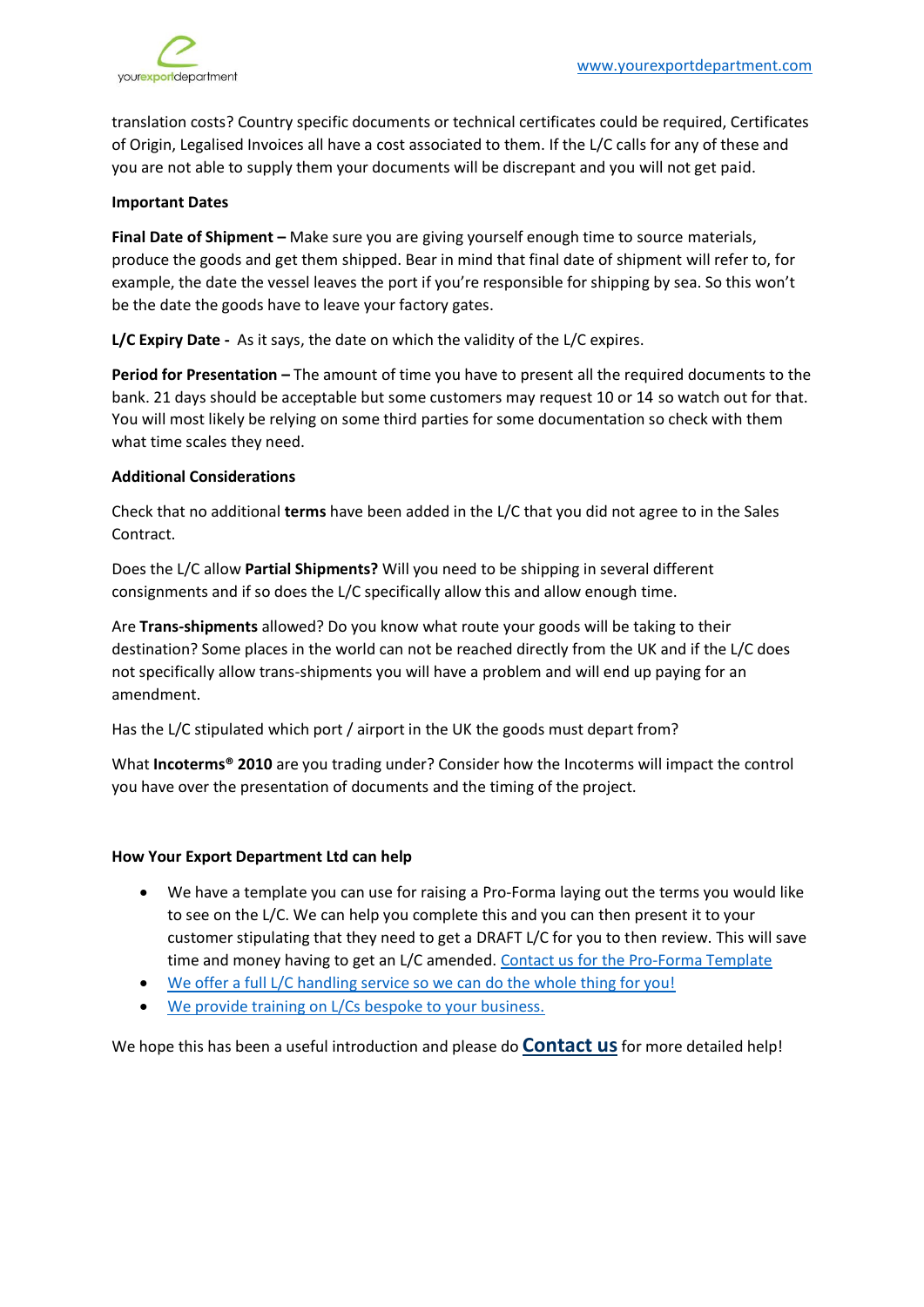translation costs? Country specific documents or technical certificates could be required, Certificates of Origin, Legalised Invoices all have a cost associated to them. If the L/C calls for any of these and you are not able to supply them your documents will be discrepant and you will not get paid.

**Important Dates**

**Final Date of Shipment –** Make sure you are giving yourself enough time to source materials, produce the goods and get them shipped. Bear in mind that final date of shipment will refer to, for example, the date the vessel leaves the port if you're responsible for shipping by sea. So this won't be the date the goods have to leave your factory gates.

**L/C Expiry Date -** As it says, the date on which the validity of the L/C expires.

**Period for Presentation –** The amount of time you have to present all the required documents to the bank. 21 days should be acceptable but some customers may request 10 or 14 so watch out for that. You will most likely be relying on some third parties for some documentation so check with them what time scales they need.

**Additional Considerations**

Check that no additional **terms** have been added in the L/C that you did not agree to in the Sales Contract.

Does the L/C allow **Partial Shipments?** Will you need to be shipping in several different consignments and if so does the L/C specifically allow this and allow enough time.

Are **Trans-shipments** allowed? Do you know what route your goods will be taking to their destination? Some places in the world can not be reached directly from the UK and if the L/C does not specifically allow trans-shipments you will have a problem and will end up paying for an amendment.

Has the L/C stipulated which port / airport in the UK the goods must depart from?

What **Incoterms® 2010** are you trading under? Consider how the Incoterms will impact the control you have over the presentation of documents and the timing of the project.

**How Your Export Department Ltd can help**

- We have a template you can use for raising a Pro-Forma laying out the terms you would like to see on the L/C. We can help you complete this and you can then present it to your customer stipulating that they need to get a DRAFT L/C for you to then review. This will save time and money having to get an L/C amended. Contact us for the Pro-Forma Template
- We offer a full L/C handling service so we can do the whole thing for you!
- We provide training on L/Cs bespoke to your business.

We hope this has been a useful introduction and please do **Contact us** for more detailed help!